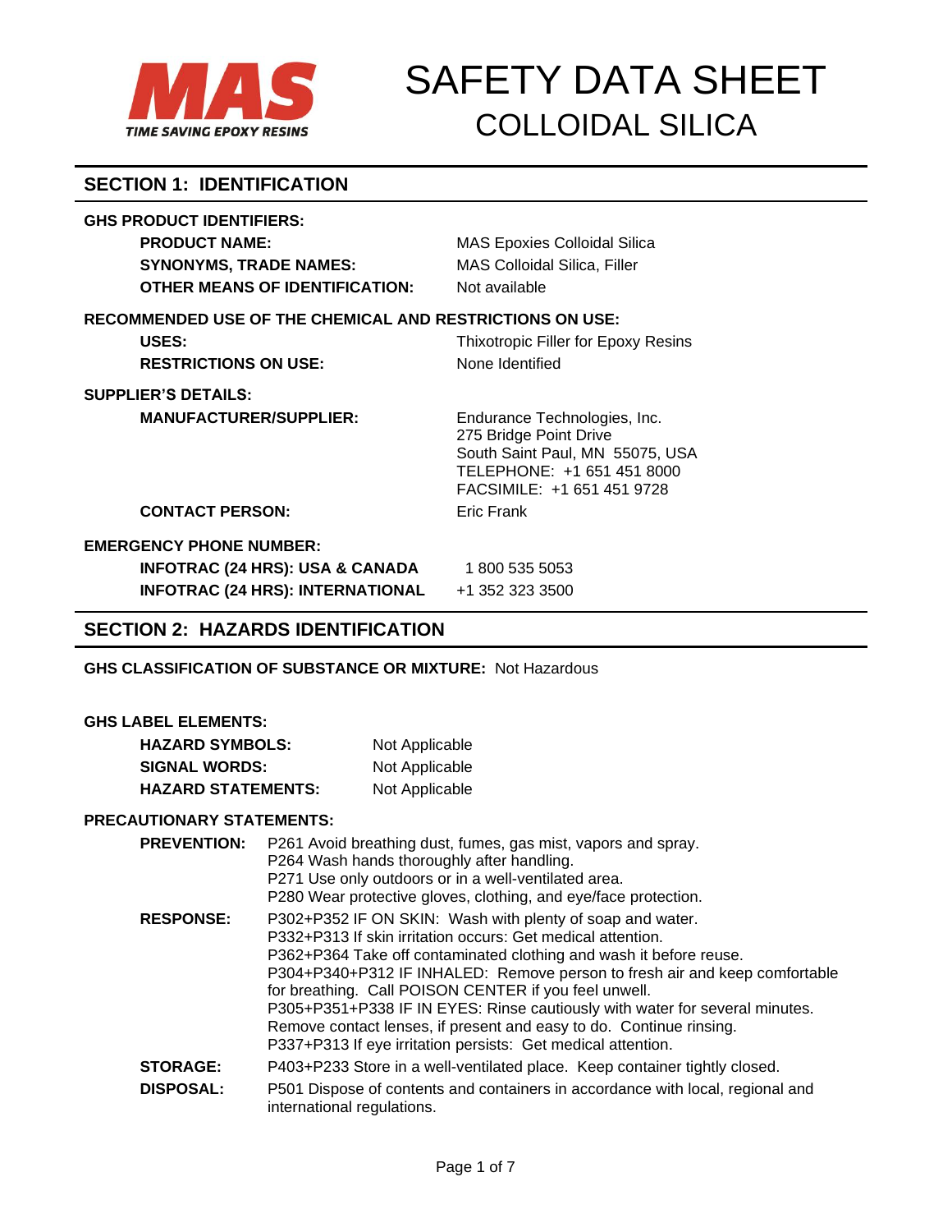MAS

TIME SAVING EPOXY RESINS

# SAFETY DATA SHEET
# COLLOIDAL SILICA

## SECTION 1: IDENTIFICATION

**GHS PRODUCT IDENTIFIERS:**

| | |
|---|---|
| **PRODUCT NAME:** | MAS Epoxies Colloidal Silica |
| **SYNONYMS, TRADE NAMES:** | MAS Colloidal Silica, Filler |
| **OTHER MEANS OF IDENTIFICATION:** | Not available |

**RECOMMENDED USE OF THE CHEMICAL AND RESTRICTIONS ON USE:**

| | |
|---|---|
| **USES:** | Thixotropic Filler for Epoxy Resins |
| **RESTRICTIONS ON USE:** | None Identified |

**SUPPLIER'S DETAILS:**

| | |
|---|---|
| **MANUFACTURER/SUPPLIER:** | Endurance Technologies, Inc.<br>275 Bridge Point Drive<br>South Saint Paul, MN 55075, USA<br>TELEPHONE: +1 651 451 8000<br>FACSIMILE: +1 651 451 9728 |
| **CONTACT PERSON:** | Eric Frank |

**EMERGENCY PHONE NUMBER:**

| | |
|---|---|
| **INFOTRAC (24 HRS): USA & CANADA** | 1 800 535 5053 |
| **INFOTRAC (24 HRS): INTERNATIONAL** | +1 352 323 3500 |

## SECTION 2: HAZARDS IDENTIFICATION

**GHS CLASSIFICATION OF SUBSTANCE OR MIXTURE:** Not Hazardous

**GHS LABEL ELEMENTS:**

| | |
|---|---|
| **HAZARD SYMBOLS:** | Not Applicable |
| **SIGNAL WORDS:** | Not Applicable |
| **HAZARD STATEMENTS:** | Not Applicable |

**PRECAUTIONARY STATEMENTS:**

**PREVENTION:**
P261 Avoid breathing dust, fumes, gas mist, vapors and spray.
P264 Wash hands thoroughly after handling.
P271 Use only outdoors or in a well-ventilated area.
P280 Wear protective gloves, clothing, and eye/face protection.

**RESPONSE:**
P302+P352 IF ON SKIN: Wash with plenty of soap and water.
P332+P313 If skin irritation occurs: Get medical attention.
P362+P364 Take off contaminated clothing and wash it before reuse.
P304+P340+P312 IF INHALED: Remove person to fresh air and keep comfortable for breathing. Call POISON CENTER if you feel unwell.
P305+P351+P338 IF IN EYES: Rinse cautiously with water for several minutes. Remove contact lenses, if present and easy to do. Continue rinsing.
P337+P313 If eye irritation persists: Get medical attention.

**STORAGE:**
P403+P233 Store in a well-ventilated place. Keep container tightly closed.

**DISPOSAL:**
P501 Dispose of contents and containers in accordance with local, regional and international regulations.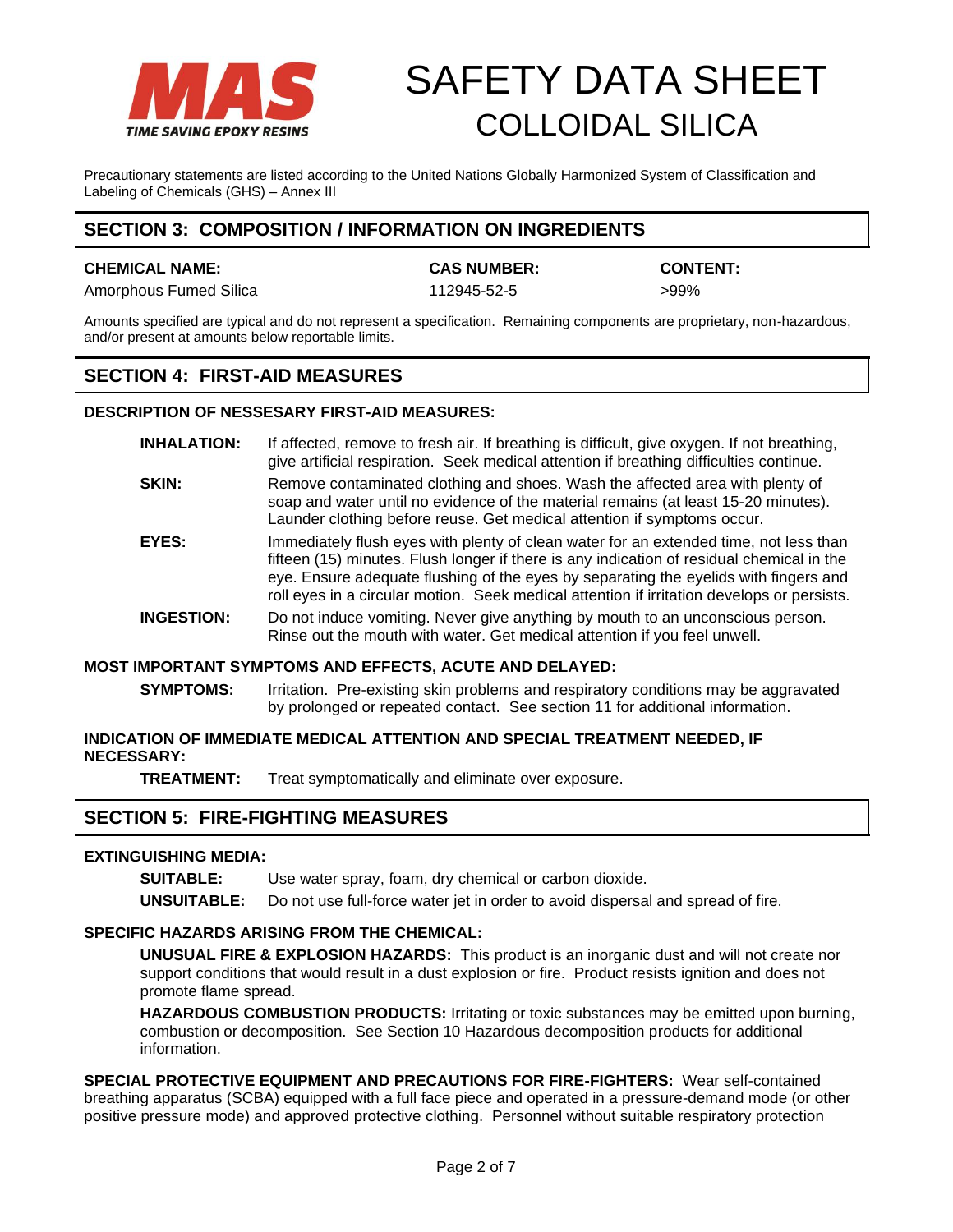# SAFETY DATA SHEET
## COLLOIDAL SILICA

Precautionary statements are listed according to the United Nations Globally Harmonized System of Classification and Labeling of Chemicals (GHS) – Annex III

## SECTION 3: COMPOSITION / INFORMATION ON INGREDIENTS

| CHEMICAL NAME: | CAS NUMBER: | CONTENT: |
|---|---|---|
| Amorphous Fumed Silica | 112945-52-5 | >99% |

Amounts specified are typical and do not represent a specification. Remaining components are proprietary, non-hazardous, and/or present at amounts below reportable limits.

## SECTION 4: FIRST-AID MEASURES

**DESCRIPTION OF NESSESARY FIRST-AID MEASURES:**

**INHALATION:** If affected, remove to fresh air. If breathing is difficult, give oxygen. If not breathing, give artificial respiration. Seek medical attention if breathing difficulties continue.

**SKIN:** Remove contaminated clothing and shoes. Wash the affected area with plenty of soap and water until no evidence of the material remains (at least 15-20 minutes). Launder clothing before reuse. Get medical attention if symptoms occur.

**EYES:** Immediately flush eyes with plenty of clean water for an extended time, not less than fifteen (15) minutes. Flush longer if there is any indication of residual chemical in the eye. Ensure adequate flushing of the eyes by separating the eyelids with fingers and roll eyes in a circular motion. Seek medical attention if irritation develops or persists.

**INGESTION:** Do not induce vomiting. Never give anything by mouth to an unconscious person. Rinse out the mouth with water. Get medical attention if you feel unwell.

**MOST IMPORTANT SYMPTOMS AND EFFECTS, ACUTE AND DELAYED:**

**SYMPTOMS:** Irritation. Pre-existing skin problems and respiratory conditions may be aggravated by prolonged or repeated contact. See section 11 for additional information.

**INDICATION OF IMMEDIATE MEDICAL ATTENTION AND SPECIAL TREATMENT NEEDED, IF NECESSARY:**

**TREATMENT:** Treat symptomatically and eliminate over exposure.

## SECTION 5: FIRE-FIGHTING MEASURES

**EXTINGUISHING MEDIA:**

**SUITABLE:** Use water spray, foam, dry chemical or carbon dioxide.

**UNSUITABLE:** Do not use full-force water jet in order to avoid dispersal and spread of fire.

**SPECIFIC HAZARDS ARISING FROM THE CHEMICAL:**

**UNUSUAL FIRE & EXPLOSION HAZARDS:** This product is an inorganic dust and will not create nor support conditions that would result in a dust explosion or fire. Product resists ignition and does not promote flame spread.

**HAZARDOUS COMBUSTION PRODUCTS:** Irritating or toxic substances may be emitted upon burning, combustion or decomposition. See Section 10 Hazardous decomposition products for additional information.

**SPECIAL PROTECTIVE EQUIPMENT AND PRECAUTIONS FOR FIRE-FIGHTERS:** Wear self-contained breathing apparatus (SCBA) equipped with a full face piece and operated in a pressure-demand mode (or other positive pressure mode) and approved protective clothing. Personnel without suitable respiratory protection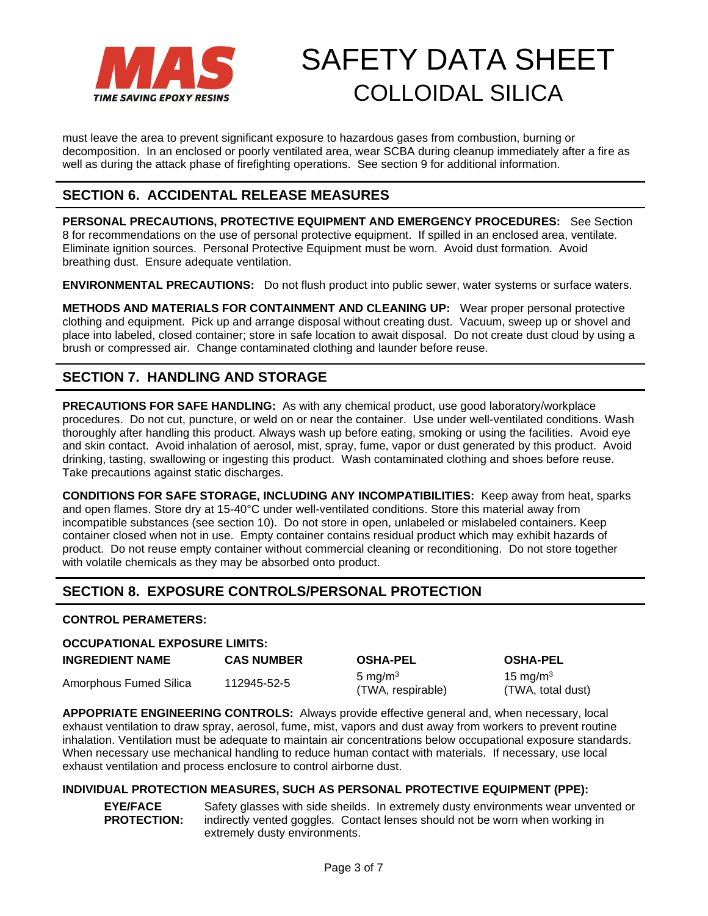must leave the area to prevent significant exposure to hazardous gases from combustion, burning or decomposition. In an enclosed or poorly ventilated area, wear SCBA during cleanup immediately after a fire as well as during the attack phase of firefighting operations. See section 9 for additional information.

## SECTION 6. ACCIDENTAL RELEASE MEASURES

**PERSONAL PRECAUTIONS, PROTECTIVE EQUIPMENT AND EMERGENCY PROCEDURES:** See Section 8 for recommendations on the use of personal protective equipment. If spilled in an enclosed area, ventilate. Eliminate ignition sources. Personal Protective Equipment must be worn. Avoid dust formation. Avoid breathing dust. Ensure adequate ventilation.

**ENVIRONMENTAL PRECAUTIONS:** Do not flush product into public sewer, water systems or surface waters.

**METHODS AND MATERIALS FOR CONTAINMENT AND CLEANING UP:** Wear proper personal protective clothing and equipment. Pick up and arrange disposal without creating dust. Vacuum, sweep up or shovel and place into labeled, closed container; store in safe location to await disposal. Do not create dust cloud by using a brush or compressed air. Change contaminated clothing and launder before reuse.

## SECTION 7. HANDLING AND STORAGE

**PRECAUTIONS FOR SAFE HANDLING:** As with any chemical product, use good laboratory/workplace procedures. Do not cut, puncture, or weld on or near the container. Use under well-ventilated conditions. Wash thoroughly after handling this product. Always wash up before eating, smoking or using the facilities. Avoid eye and skin contact. Avoid inhalation of aerosol, mist, spray, fume, vapor or dust generated by this product. Avoid drinking, tasting, swallowing or ingesting this product. Wash contaminated clothing and shoes before reuse. Take precautions against static discharges.

**CONDITIONS FOR SAFE STORAGE, INCLUDING ANY INCOMPATIBILITIES:** Keep away from heat, sparks and open flames. Store dry at 15-40°C under well-ventilated conditions. Store this material away from incompatible substances (see section 10). Do not store in open, unlabeled or mislabeled containers. Keep container closed when not in use. Empty container contains residual product which may exhibit hazards of product. Do not reuse empty container without commercial cleaning or reconditioning. Do not store together with volatile chemicals as they may be absorbed onto product.

## SECTION 8. EXPOSURE CONTROLS/PERSONAL PROTECTION

**CONTROL PERAMETERS:**

**OCCUPATIONAL EXPOSURE LIMITS:**

| INGREDIENT NAME | CAS NUMBER | OSHA-PEL | OSHA-PEL |
|---|---|---|---|
| Amorphous Fumed Silica | 112945-52-5 | 5 mg/m$^3$ (TWA, respirable) | 15 mg/m$^3$ (TWA, total dust) |

**APPOPRIATE ENGINEERING CONTROLS:** Always provide effective general and, when necessary, local exhaust ventilation to draw spray, aerosol, fume, mist, vapors and dust away from workers to prevent routine inhalation. Ventilation must be adequate to maintain air concentrations below occupational exposure standards. When necessary use mechanical handling to reduce human contact with materials. If necessary, use local exhaust ventilation and process enclosure to control airborne dust.

**INDIVIDUAL PROTECTION MEASURES, SUCH AS PERSONAL PROTECTIVE EQUIPMENT (PPE):**

**EYE/FACE PROTECTION:** Safety glasses with side sheilds. In extremely dusty environments wear unvented or indirectly vented goggles. Contact lenses should not be worn when working in extremely dusty environments.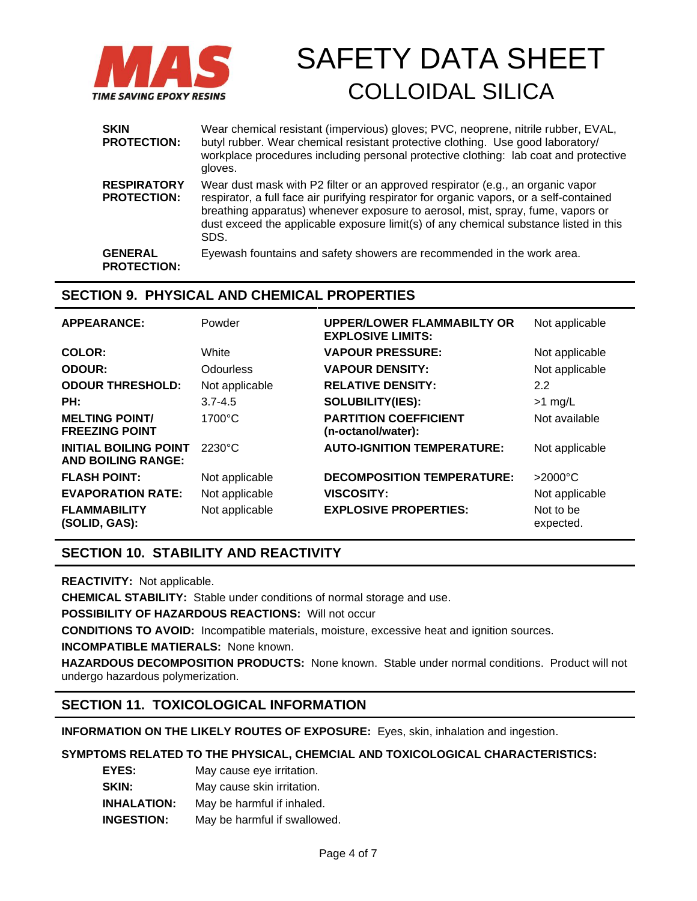| | |
|---|---|
| **SKIN PROTECTION:** | Wear chemical resistant (impervious) gloves; PVC, neoprene, nitrile rubber, EVAL, butyl rubber. Wear chemical resistant protective clothing. Use good laboratory/ workplace procedures including personal protective clothing: lab coat and protective gloves. |
| **RESPIRATORY PROTECTION:** | Wear dust mask with P2 filter or an approved respirator (e.g., an organic vapor respirator, a full face air purifying respirator for organic vapors, or a self-contained breathing apparatus) whenever exposure to aerosol, mist, spray, fume, vapors or dust exceed the applicable exposure limit(s) of any chemical substance listed in this SDS. |
| **GENERAL PROTECTION:** | Eyewash fountains and safety showers are recommended in the work area. |

## SECTION 9. PHYSICAL AND CHEMICAL PROPERTIES

| | | | |
|---|---|---|---|
| **APPEARANCE:** | Powder | **UPPER/LOWER FLAMMABILTY OR EXPLOSIVE LIMITS:** | Not applicable |
| **COLOR:** | White | **VAPOUR PRESSURE:** | Not applicable |
| **ODOUR:** | Odourless | **VAPOUR DENSITY:** | Not applicable |
| **ODOUR THRESHOLD:** | Not applicable | **RELATIVE DENSITY:** | 2.2 |
| **PH:** | 3.7-4.5 | **SOLUBILITY(IES):** | >1 mg/L |
| **MELTING POINT/ FREEZING POINT** | 1700°C | **PARTITION COEFFICIENT (n-octanol/water):** | Not available |
| **INITIAL BOILING POINT AND BOILING RANGE:** | 2230°C | **AUTO-IGNITION TEMPERATURE:** | Not applicable |
| **FLASH POINT:** | Not applicable | **DECOMPOSITION TEMPERATURE:** | >2000°C |
| **EVAPORATION RATE:** | Not applicable | **VISCOSITY:** | Not applicable |
| **FLAMMABILITY (SOLID, GAS):** | Not applicable | **EXPLOSIVE PROPERTIES:** | Not to be expected. |

## SECTION 10. STABILITY AND REACTIVITY

**REACTIVITY:** Not applicable.

**CHEMICAL STABILITY:** Stable under conditions of normal storage and use.

**POSSIBILITY OF HAZARDOUS REACTIONS:** Will not occur

**CONDITIONS TO AVOID:** Incompatible materials, moisture, excessive heat and ignition sources.

**INCOMPATIBLE MATIERALS:** None known.

**HAZARDOUS DECOMPOSITION PRODUCTS:** None known. Stable under normal conditions. Product will not undergo hazardous polymerization.

## SECTION 11. TOXICOLOGICAL INFORMATION

**INFORMATION ON THE LIKELY ROUTES OF EXPOSURE:** Eyes, skin, inhalation and ingestion.

**SYMPTOMS RELATED TO THE PHYSICAL, CHEMCIAL AND TOXICOLOGICAL CHARACTERISTICS:**

| | |
|---|---|
| **EYES:** | May cause eye irritation. |
| **SKIN:** | May cause skin irritation. |
| **INHALATION:** | May be harmful if inhaled. |
| **INGESTION:** | May be harmful if swallowed. |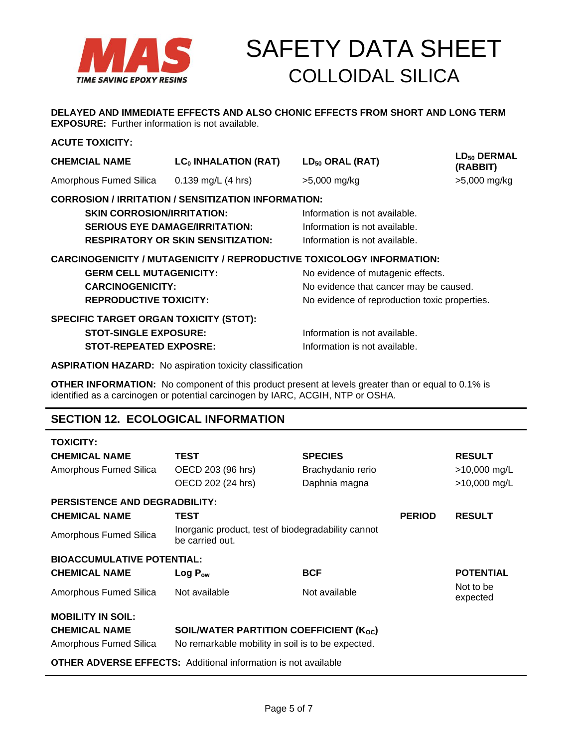**DELAYED AND IMMEDIATE EFFECTS AND ALSO CHONIC EFFECTS FROM SHORT AND LONG TERM EXPOSURE:** Further information is not available.

**ACUTE TOXICITY:**

| CHEMCIAL NAME | $LC_0$ INHALATION (RAT) | $LD_{50}$ ORAL (RAT) | $LD_{50}$ DERMAL (RABBIT) |
|---|---|---|---|
| Amorphous Fumed Silica | 0.139 mg/L (4 hrs) | >5,000 mg/kg | >5,000 mg/kg |

**CORROSION / IRRITATION / SENSITIZATION INFORMATION:**

**SKIN CORROSION/IRRITATION:** Information is not available.
**SERIOUS EYE DAMAGE/IRRITATION:** Information is not available.
**RESPIRATORY OR SKIN SENSITIZATION:** Information is not available.

**CARCINOGENICITY / MUTAGENICITY / REPRODUCTIVE TOXICOLOGY INFORMATION:**

**GERM CELL MUTAGENICITY:** No evidence of mutagenic effects.
**CARCINOGENICITY:** No evidence that cancer may be caused.
**REPRODUCTIVE TOXICITY:** No evidence of reproduction toxic properties.

**SPECIFIC TARGET ORGAN TOXICITY (STOT):**

**STOT-SINGLE EXPOSURE:** Information is not available.
**STOT-REPEATED EXPOSRE:** Information is not available.

**ASPIRATION HAZARD:** No aspiration toxicity classification

**OTHER INFORMATION:** No component of this product present at levels greater than or equal to 0.1% is identified as a carcinogen or potential carcinogen by IARC, ACGIH, NTP or OSHA.

## SECTION 12. ECOLOGICAL INFORMATION

**TOXICITY:**

| CHEMICAL NAME | TEST | SPECIES | RESULT |
|---|---|---|---|
| Amorphous Fumed Silica | OECD 203 (96 hrs) | Brachydanio rerio | >10,000 mg/L |
| | OECD 202 (24 hrs) | Daphnia magna | >10,000 mg/L |

**PERSISTENCE AND DEGRADBILITY:**

| CHEMICAL NAME | TEST | PERIOD | RESULT |
|---|---|---|---|
| Amorphous Fumed Silica | Inorganic product, test of biodegradability cannot be carried out. | | |

**BIOACCUMULATIVE POTENTIAL:**

| CHEMICAL NAME | Log $P_{ow}$ | BCF | POTENTIAL |
|---|---|---|---|
| Amorphous Fumed Silica | Not available | Not available | Not to be expected |

**MOBILITY IN SOIL:**

| CHEMICAL NAME | SOIL/WATER PARTITION COEFFICIENT ($K_{OC}$) |
|---|---|
| Amorphous Fumed Silica | No remarkable mobility in soil is to be expected. |

**OTHER ADVERSE EFFECTS:** Additional information is not available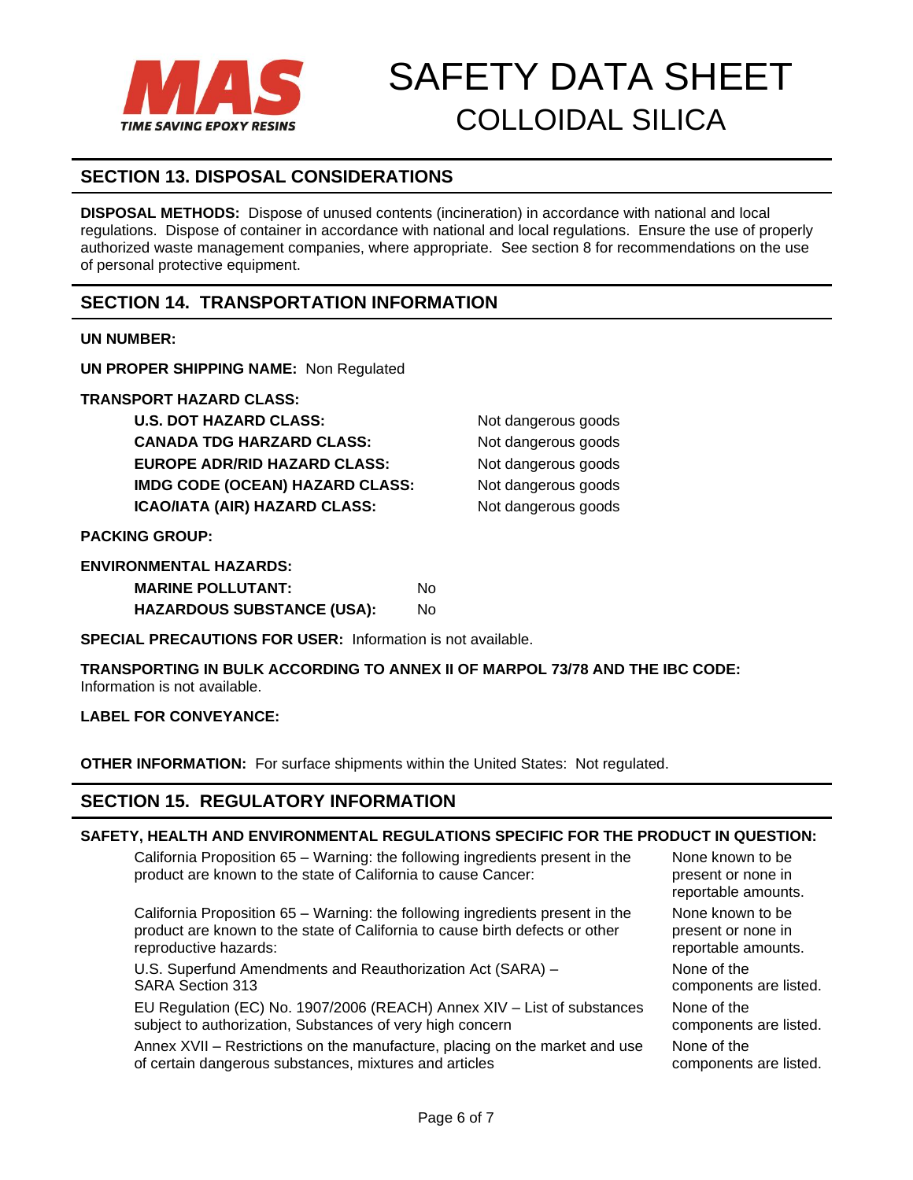# SAFETY DATA SHEET
## COLLOIDAL SILICA

## SECTION 13. DISPOSAL CONSIDERATIONS

**DISPOSAL METHODS:** Dispose of unused contents (incineration) in accordance with national and local regulations. Dispose of container in accordance with national and local regulations. Ensure the use of properly authorized waste management companies, where appropriate. See section 8 for recommendations on the use of personal protective equipment.

## SECTION 14. TRANSPORTATION INFORMATION

**UN NUMBER:**

**UN PROPER SHIPPING NAME:** Non Regulated

**TRANSPORT HAZARD CLASS:**

| | |
|---|---|
| **U.S. DOT HAZARD CLASS:** | Not dangerous goods |
| **CANADA TDG HARZARD CLASS:** | Not dangerous goods |
| **EUROPE ADR/RID HAZARD CLASS:** | Not dangerous goods |
| **IMDG CODE (OCEAN) HAZARD CLASS:** | Not dangerous goods |
| **ICAO/IATA (AIR) HAZARD CLASS:** | Not dangerous goods |

**PACKING GROUP:**

**ENVIRONMENTAL HAZARDS:**

| | |
|---|---|
| **MARINE POLLUTANT:** | No |
| **HAZARDOUS SUBSTANCE (USA):** | No |

**SPECIAL PRECAUTIONS FOR USER:** Information is not available.

**TRANSPORTING IN BULK ACCORDING TO ANNEX II OF MARPOL 73/78 AND THE IBC CODE:**
Information is not available.

**LABEL FOR CONVEYANCE:**

**OTHER INFORMATION:** For surface shipments within the United States: Not regulated.

## SECTION 15. REGULATORY INFORMATION

**SAFETY, HEALTH AND ENVIRONMENTAL REGULATIONS SPECIFIC FOR THE PRODUCT IN QUESTION:**

| | |
|---|---|
| California Proposition 65 – Warning: the following ingredients present in the product are known to the state of California to cause Cancer: | None known to be present or none in reportable amounts. |
| California Proposition 65 – Warning: the following ingredients present in the product are known to the state of California to cause birth defects or other reproductive hazards: | None known to be present or none in reportable amounts. |
| U.S. Superfund Amendments and Reauthorization Act (SARA) – SARA Section 313 | None of the components are listed. |
| EU Regulation (EC) No. 1907/2006 (REACH) Annex XIV – List of substances subject to authorization, Substances of very high concern | None of the components are listed. |
| Annex XVII – Restrictions on the manufacture, placing on the market and use of certain dangerous substances, mixtures and articles | None of the components are listed. |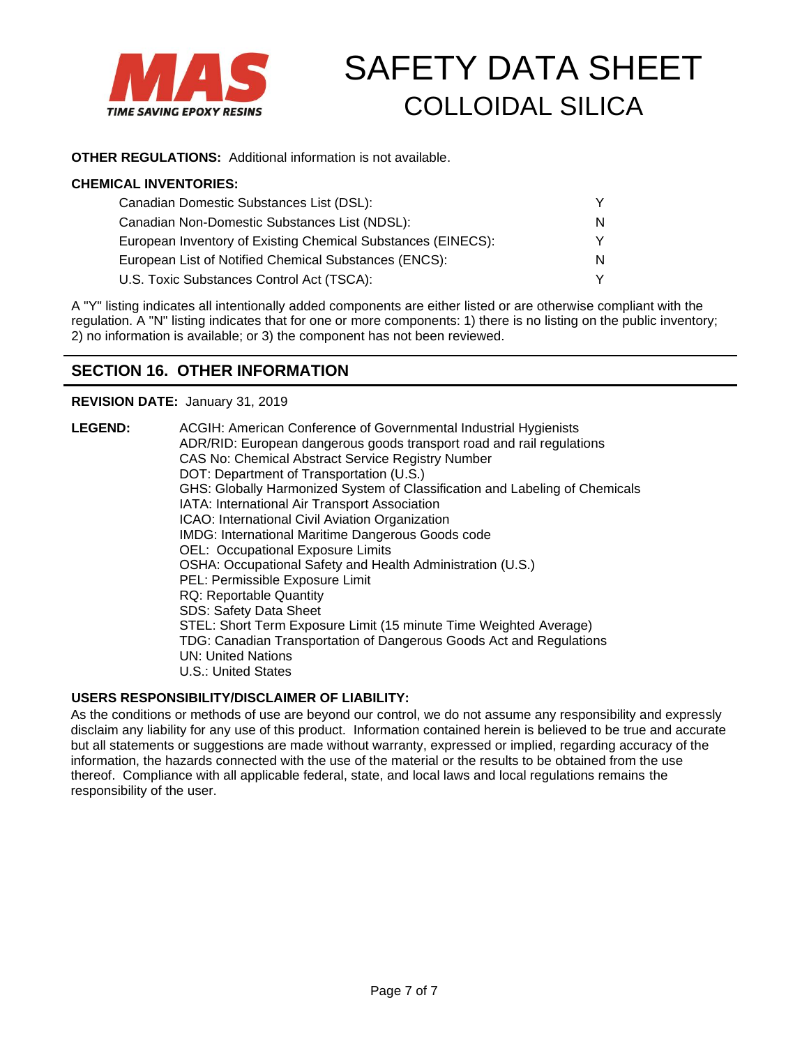**OTHER REGULATIONS:** Additional information is not available.

**CHEMICAL INVENTORIES:**

| | |
|---|---|
| Canadian Domestic Substances List (DSL): | Y |
| Canadian Non-Domestic Substances List (NDSL): | N |
| European Inventory of Existing Chemical Substances (EINECS): | Y |
| European List of Notified Chemical Substances (ENCS): | N |
| U.S. Toxic Substances Control Act (TSCA): | Y |

A "Y" listing indicates all intentionally added components are either listed or are otherwise compliant with the regulation. A "N" listing indicates that for one or more components: 1) there is no listing on the public inventory; 2) no information is available; or 3) the component has not been reviewed.

## SECTION 16. OTHER INFORMATION

**REVISION DATE:** January 31, 2019

**LEGEND:**

ACGIH: American Conference of Governmental Industrial Hygienists
ADR/RID: European dangerous goods transport road and rail regulations
CAS No: Chemical Abstract Service Registry Number
DOT: Department of Transportation (U.S.)
GHS: Globally Harmonized System of Classification and Labeling of Chemicals
IATA: International Air Transport Association
ICAO: International Civil Aviation Organization
IMDG: International Maritime Dangerous Goods code
OEL: Occupational Exposure Limits
OSHA: Occupational Safety and Health Administration (U.S.)
PEL: Permissible Exposure Limit
RQ: Reportable Quantity
SDS: Safety Data Sheet
STEL: Short Term Exposure Limit (15 minute Time Weighted Average)
TDG: Canadian Transportation of Dangerous Goods Act and Regulations
UN: United Nations
U.S.: United States

**USERS RESPONSIBILITY/DISCLAIMER OF LIABILITY:**

As the conditions or methods of use are beyond our control, we do not assume any responsibility and expressly disclaim any liability for any use of this product. Information contained herein is believed to be true and accurate but all statements or suggestions are made without warranty, expressed or implied, regarding accuracy of the information, the hazards connected with the use of the material or the results to be obtained from the use thereof. Compliance with all applicable federal, state, and local laws and local regulations remains the responsibility of the user.